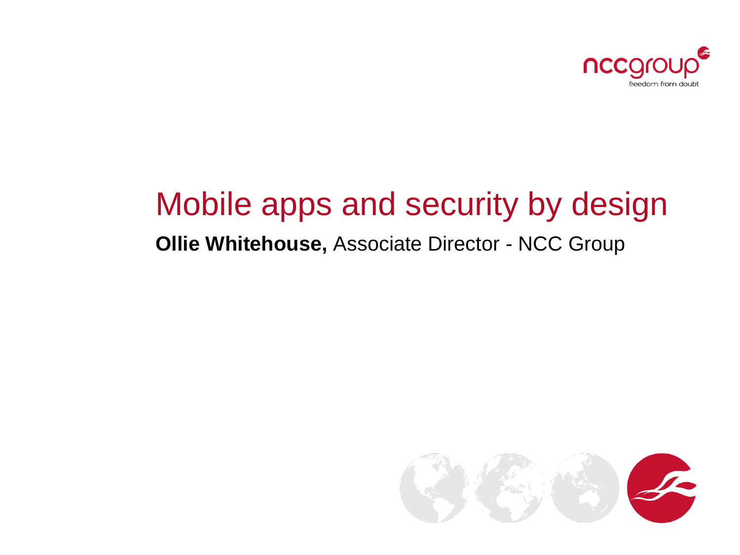# Mobile apps and security by design

**Ollie Whitehouse,** Associate Director - NCC Group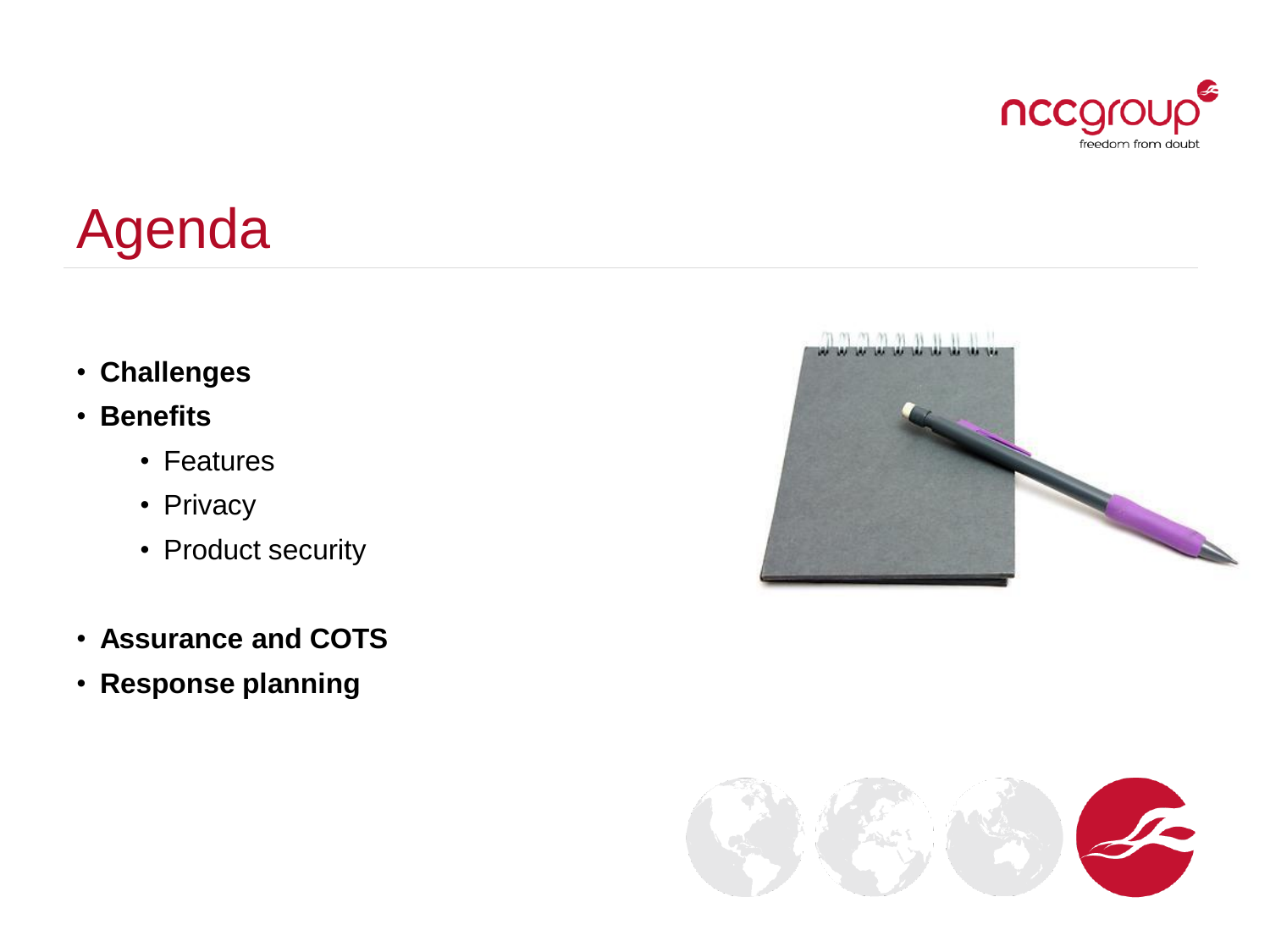# Agenda

- **Challenges**
- **Benefits**
  - Features
  - Privacy
  - Product security
- **Assurance and COTS**
- **Response planning**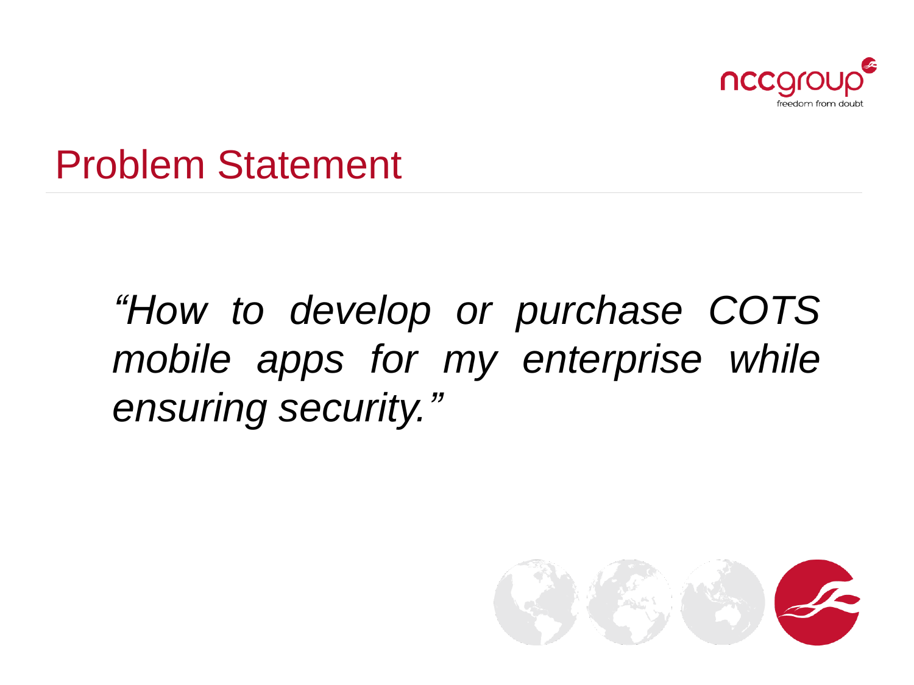# Problem Statement

*"How to develop or purchase COTS mobile apps for my enterprise while ensuring security."*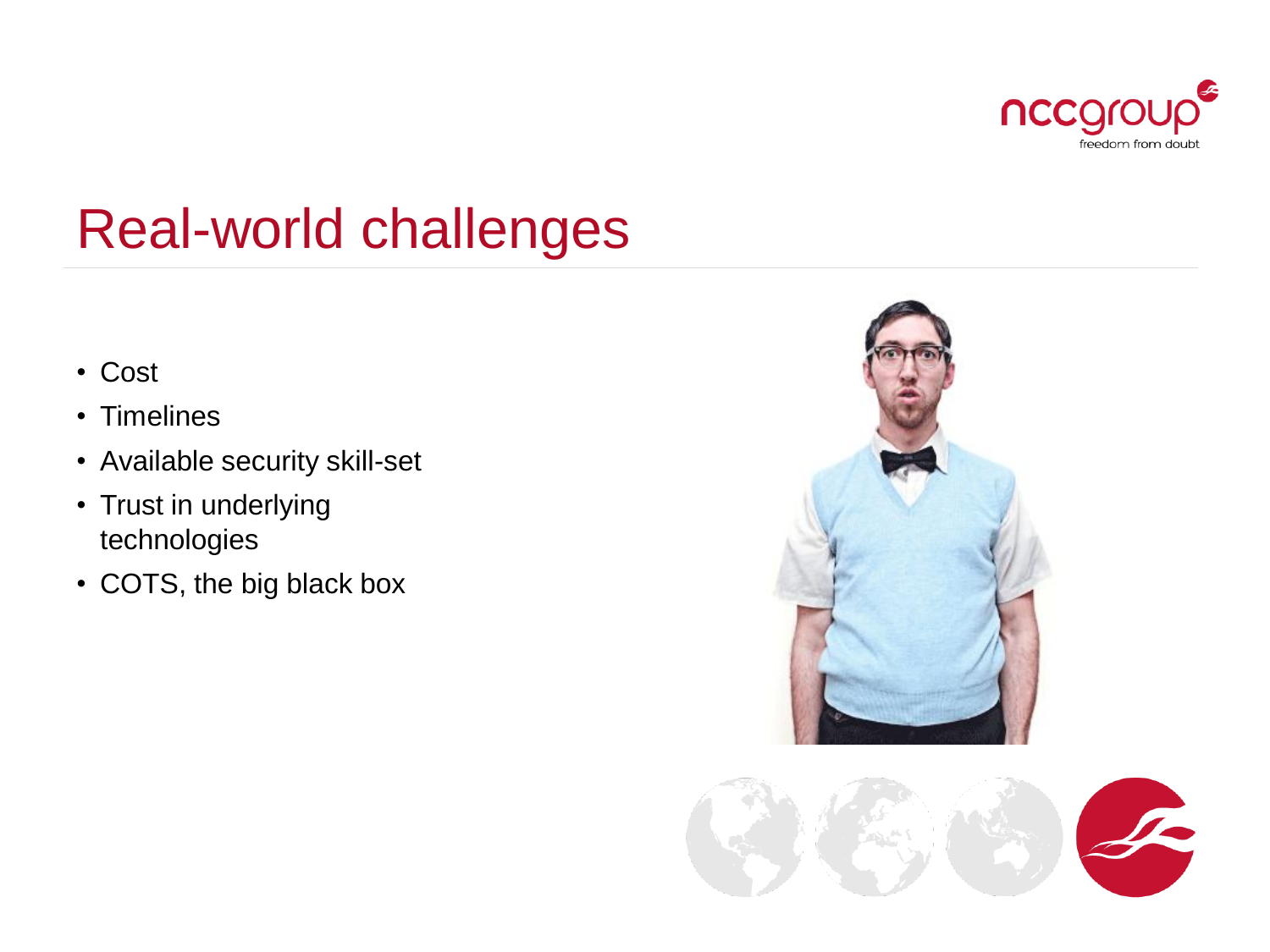# Real-world challenges

- Cost
- Timelines
- Available security skill-set
- Trust in underlying technologies
- COTS, the big black box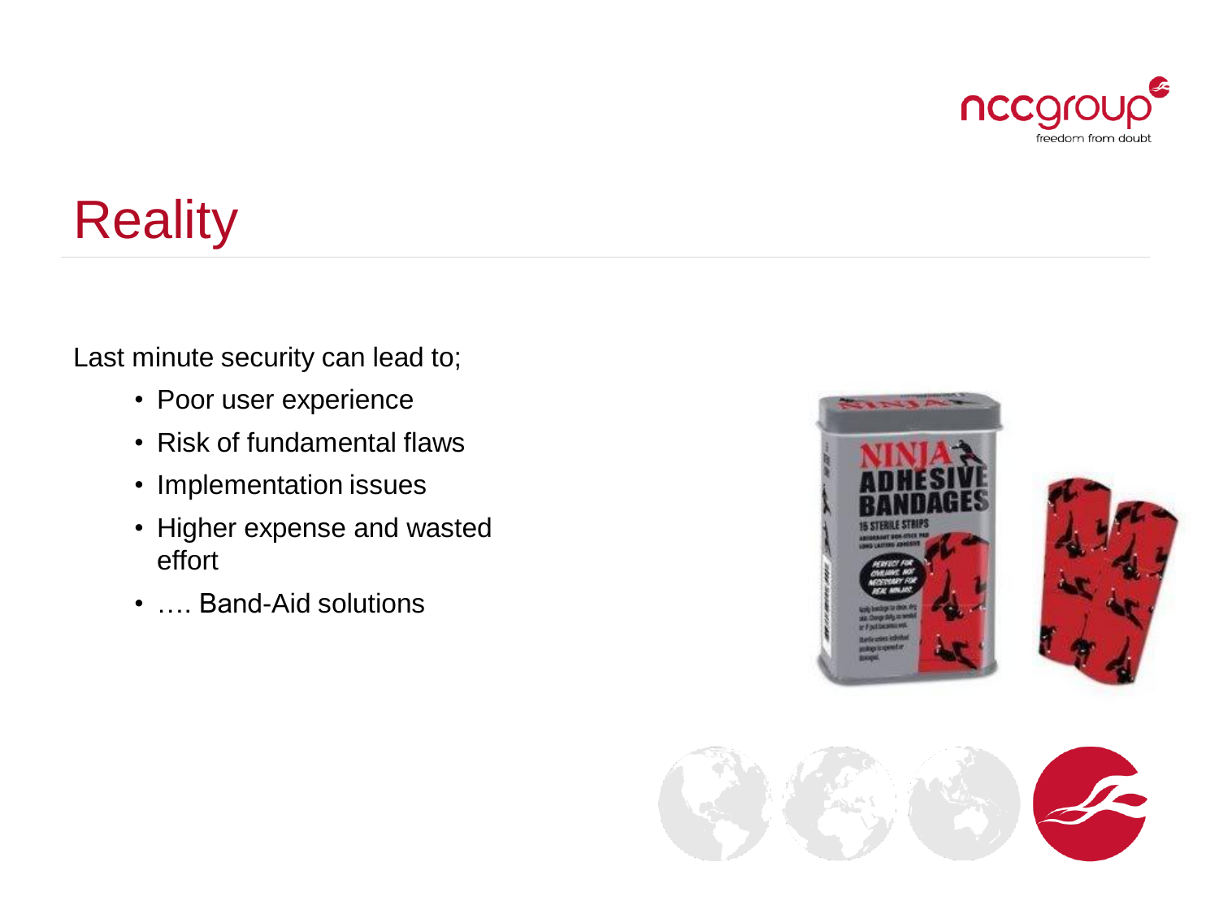# Reality

Last minute security can lead to;

- Poor user experience
- Risk of fundamental flaws
- Implementation issues
- Higher expense and wasted effort
- …. Band-Aid solutions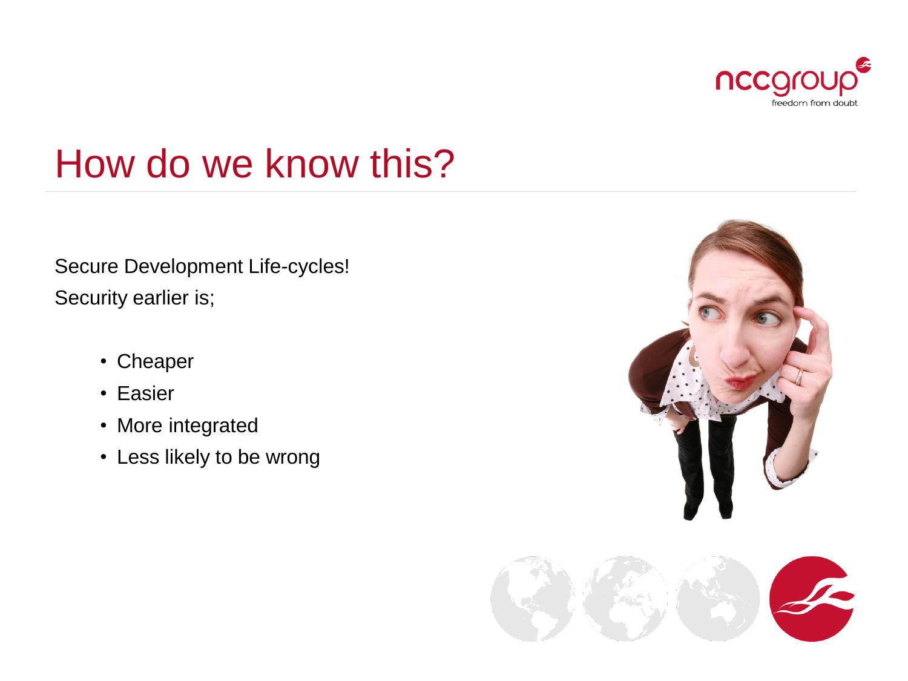# How do we know this?

Secure Development Life-cycles!

Security earlier is;

- Cheaper
- Easier
- More integrated
- Less likely to be wrong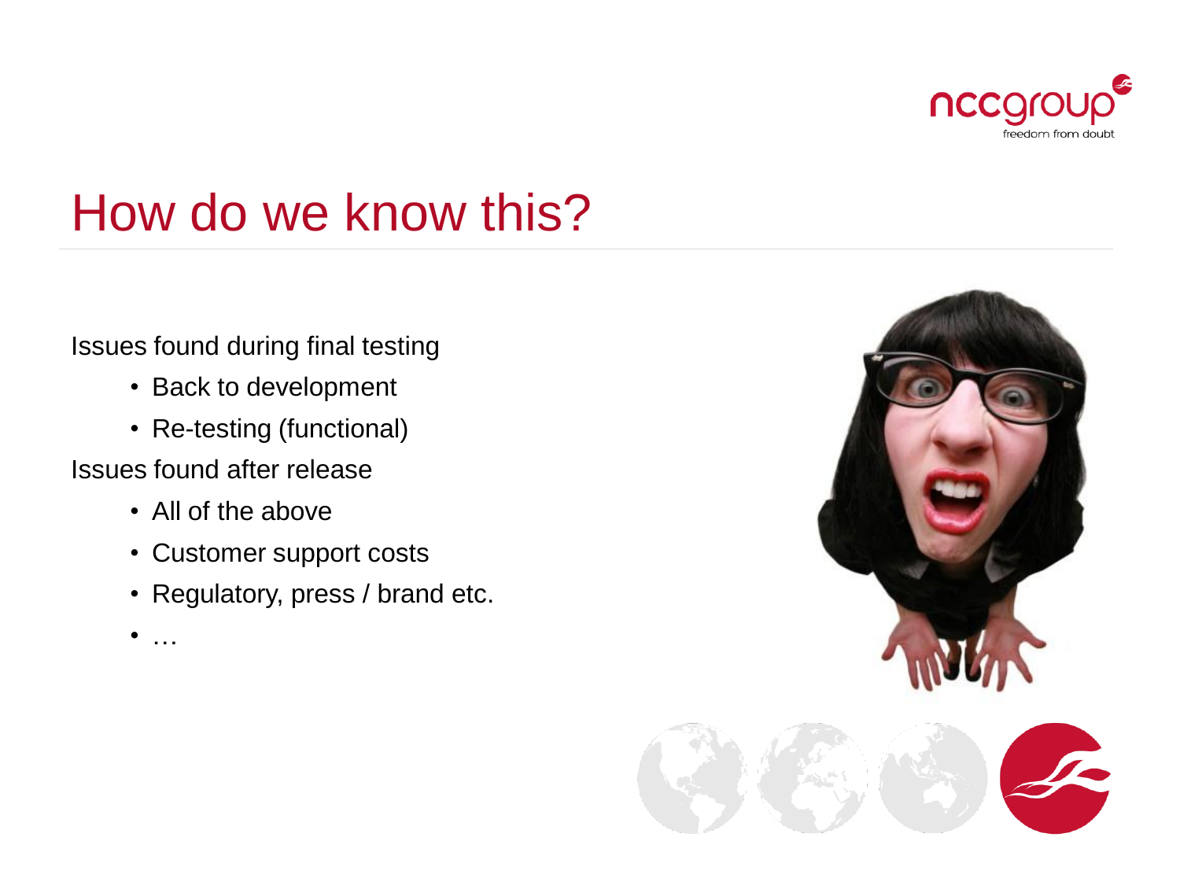# How do we know this?

Issues found during final testing

- Back to development
- Re-testing (functional)

Issues found after release

- All of the above
- Customer support costs
- Regulatory, press / brand etc.
- …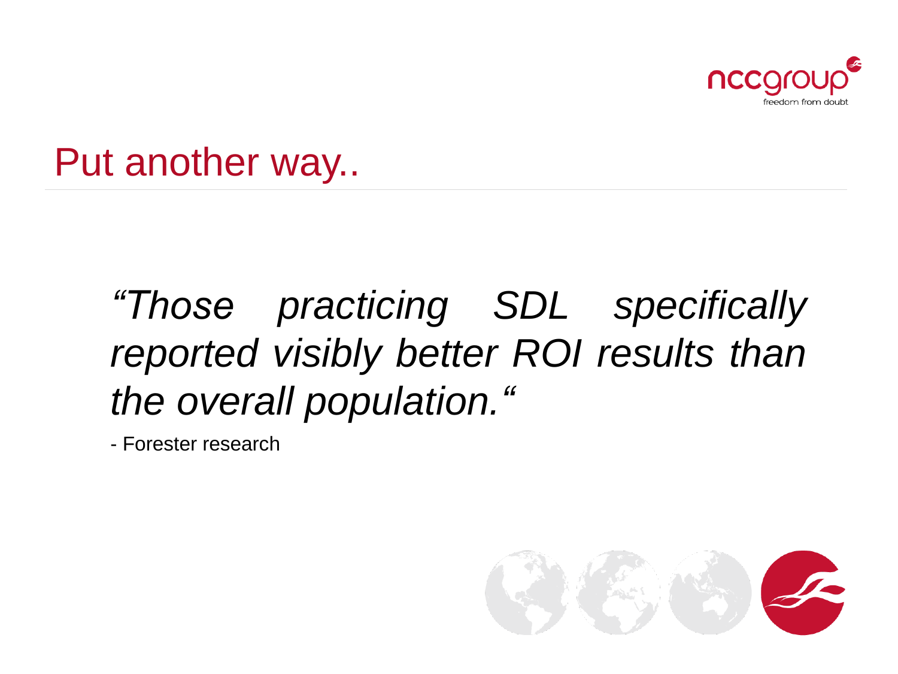# Put another way..

*"Those practicing SDL specifically reported visibly better ROI results than the overall population."*

- Forester research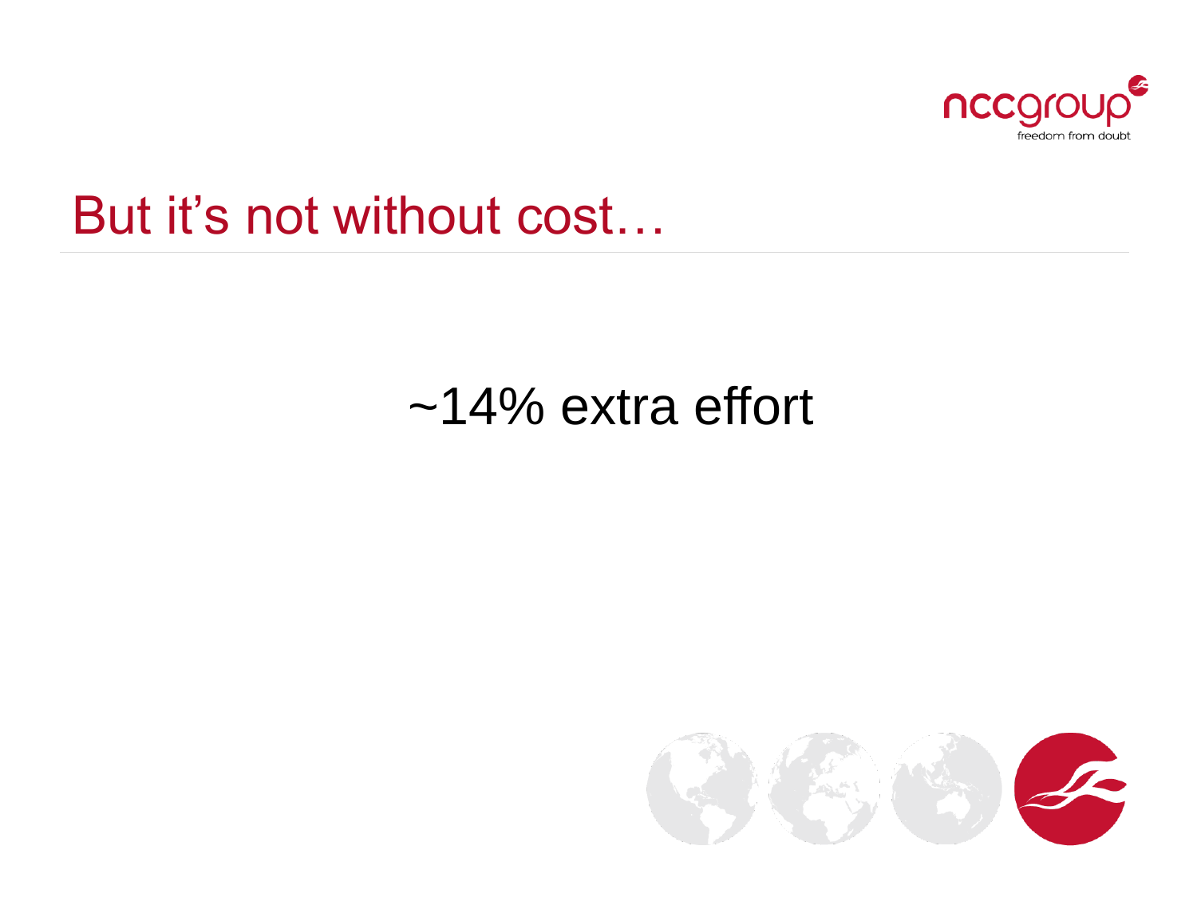# But it's not without cost…

~14% extra effort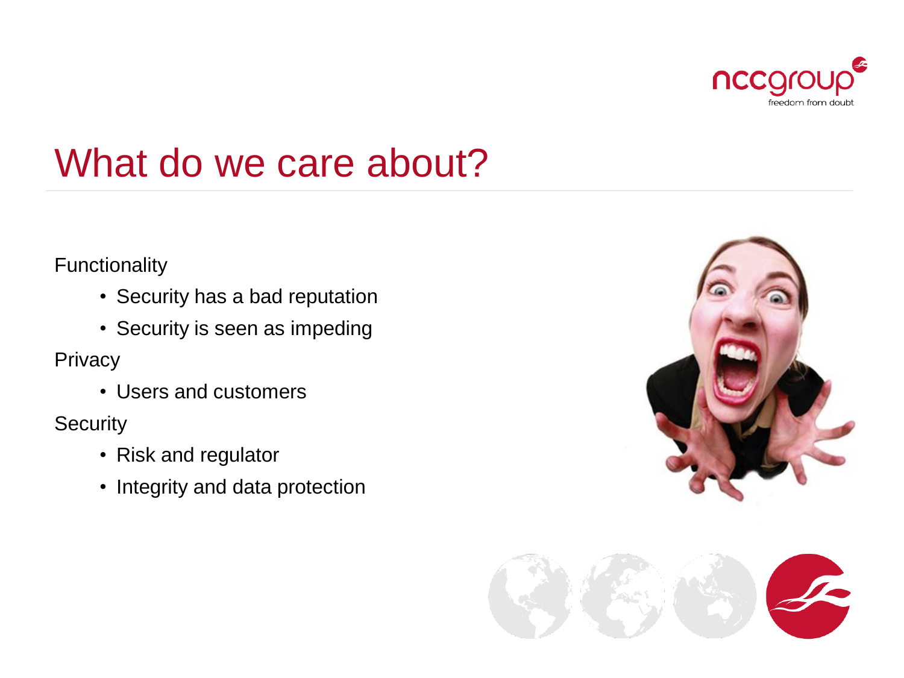# What do we care about?

Functionality

- Security has a bad reputation
- Security is seen as impeding

Privacy

- Users and customers

Security

- Risk and regulator
- Integrity and data protection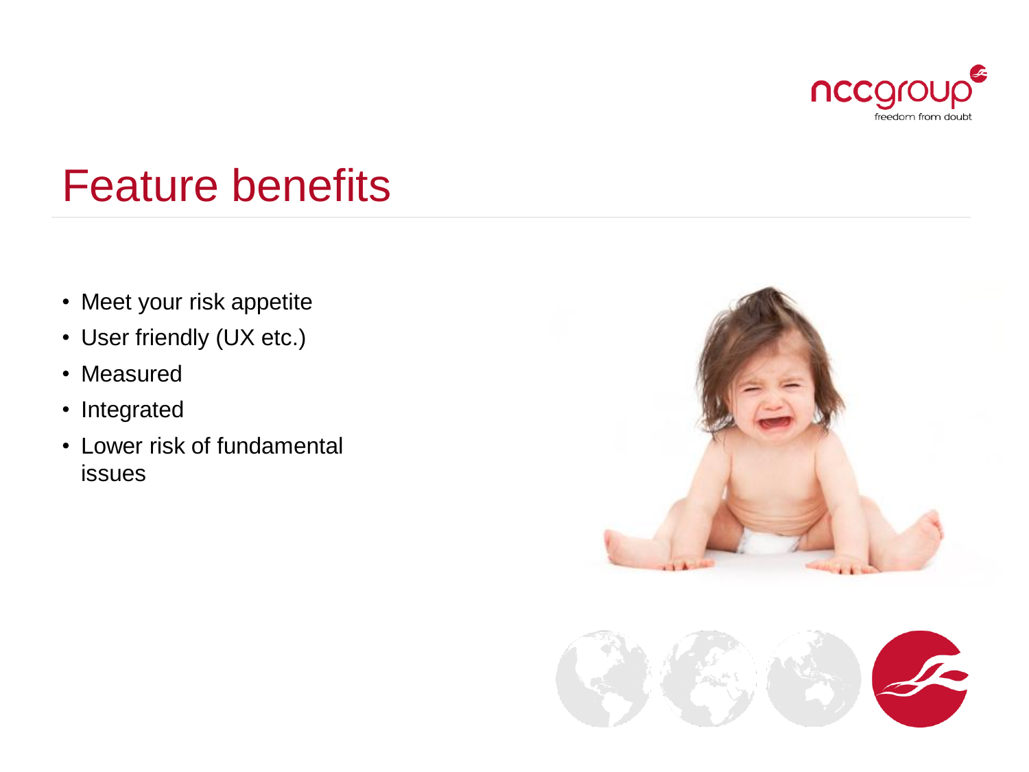# Feature benefits

- Meet your risk appetite
- User friendly (UX etc.)
- Measured
- Integrated
- Lower risk of fundamental issues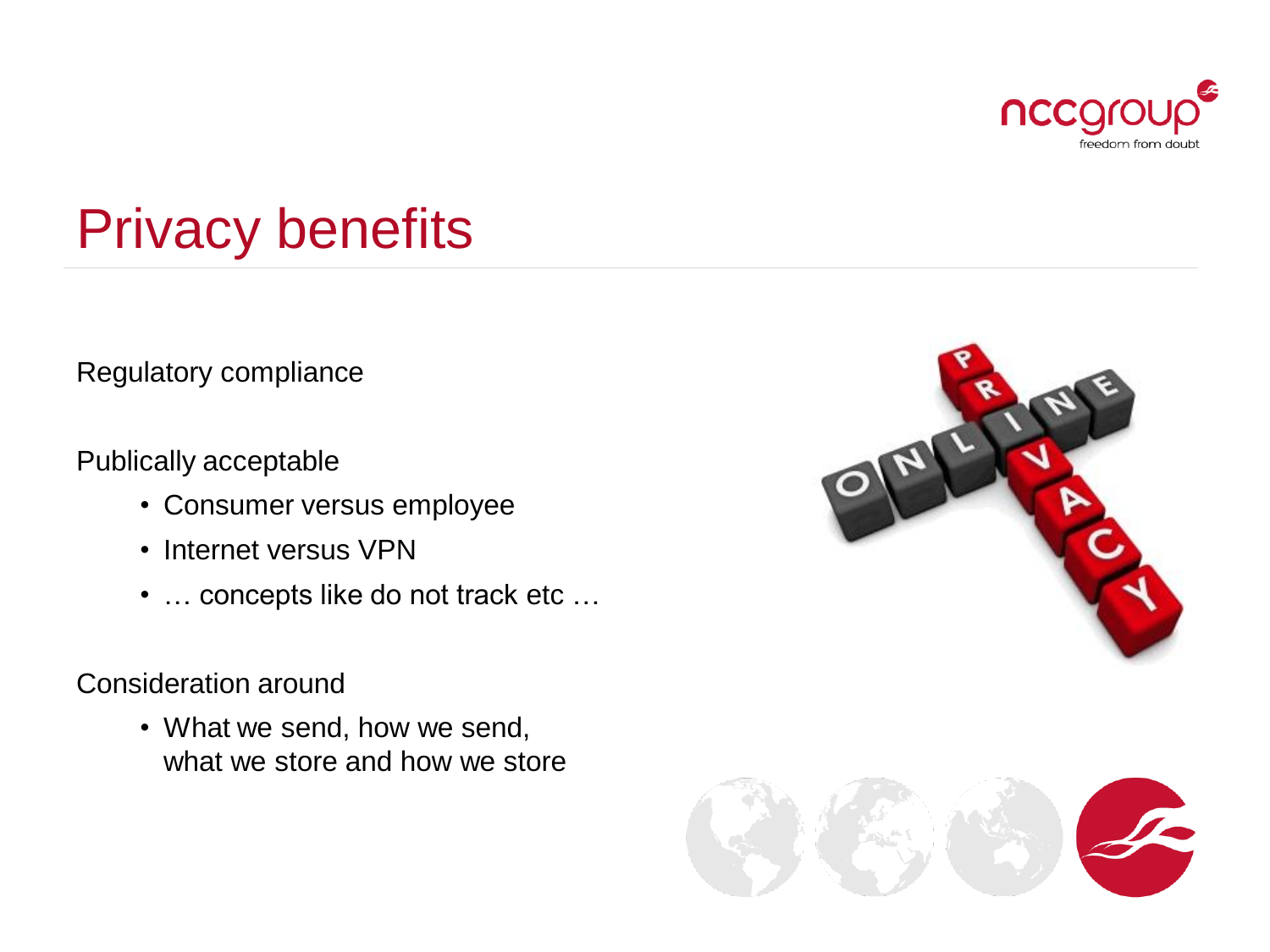# Privacy benefits

Regulatory compliance

Publically acceptable

- Consumer versus employee
- Internet versus VPN
- … concepts like do not track etc …

Consideration around

- What we send, how we send, what we store and how we store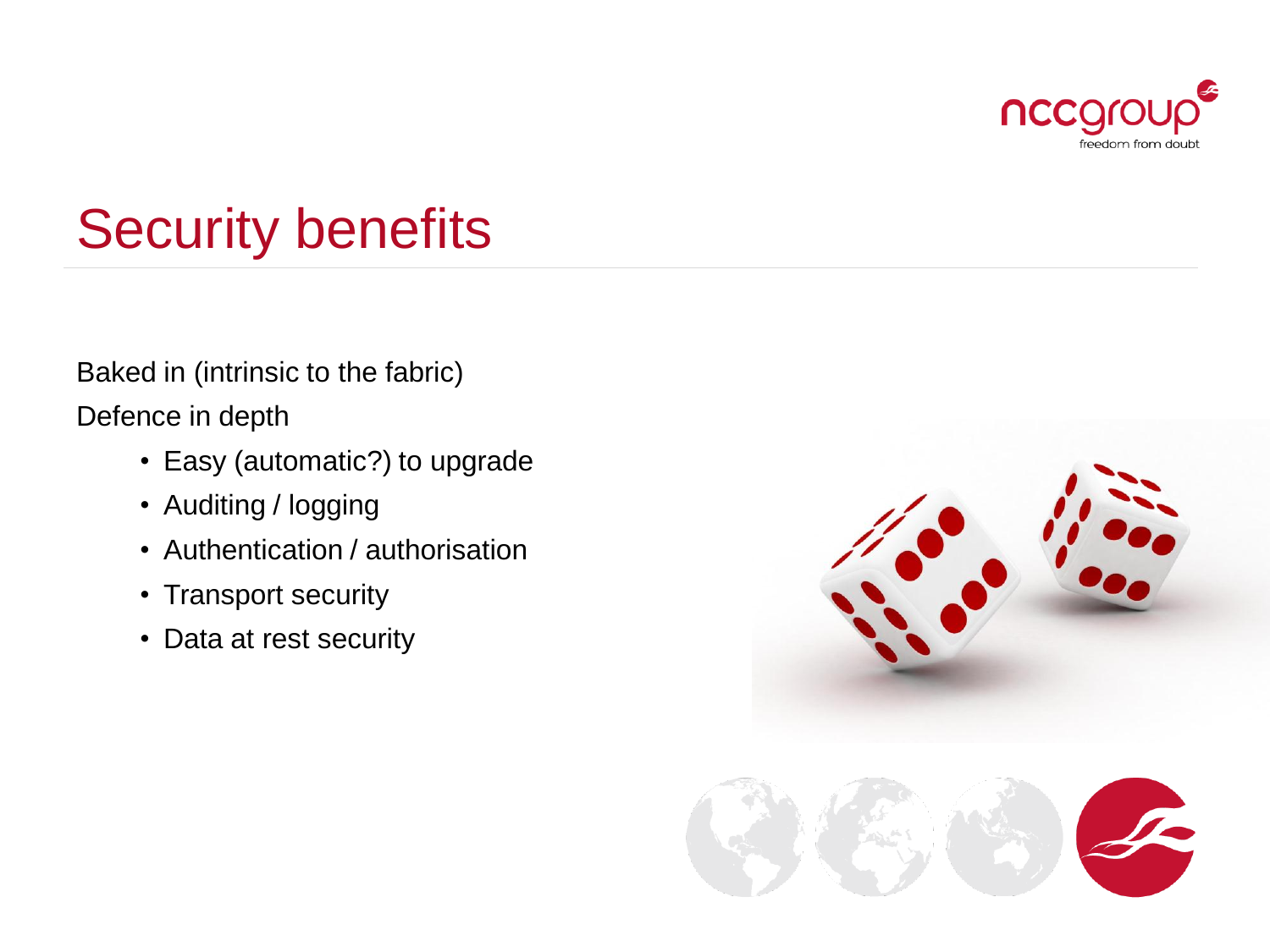# Security benefits

Baked in (intrinsic to the fabric)

Defence in depth

- Easy (automatic?) to upgrade
- Auditing / logging
- Authentication / authorisation
- Transport security
- Data at rest security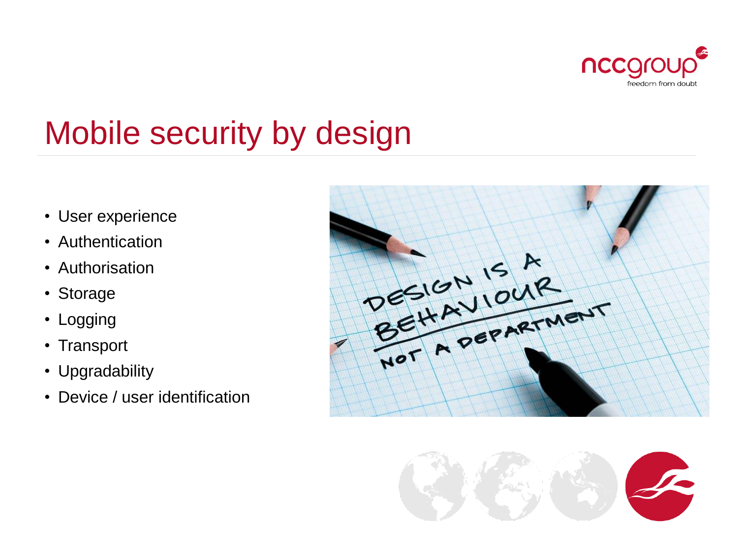# Mobile security by design

- User experience
- Authentication
- Authorisation
- Storage
- Logging
- Transport
- Upgradability
- Device / user identification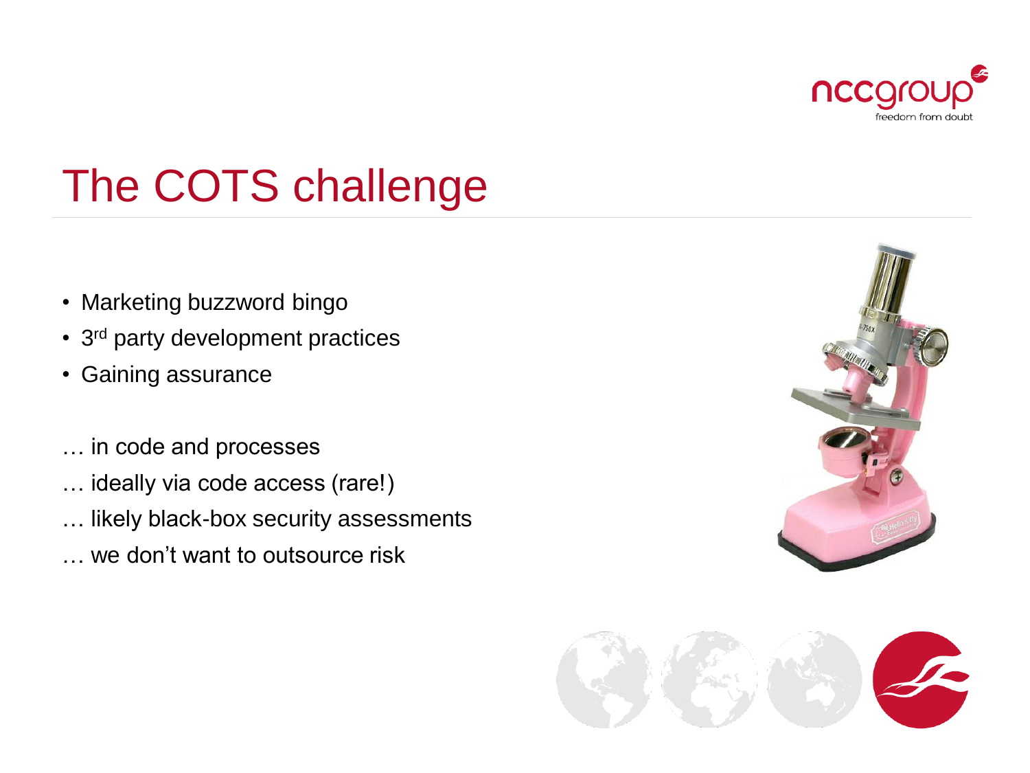# The COTS challenge

- Marketing buzzword bingo
- 3rd party development practices
- Gaining assurance

… in code and processes

… ideally via code access (rare!)

… likely black-box security assessments

… we don't want to outsource risk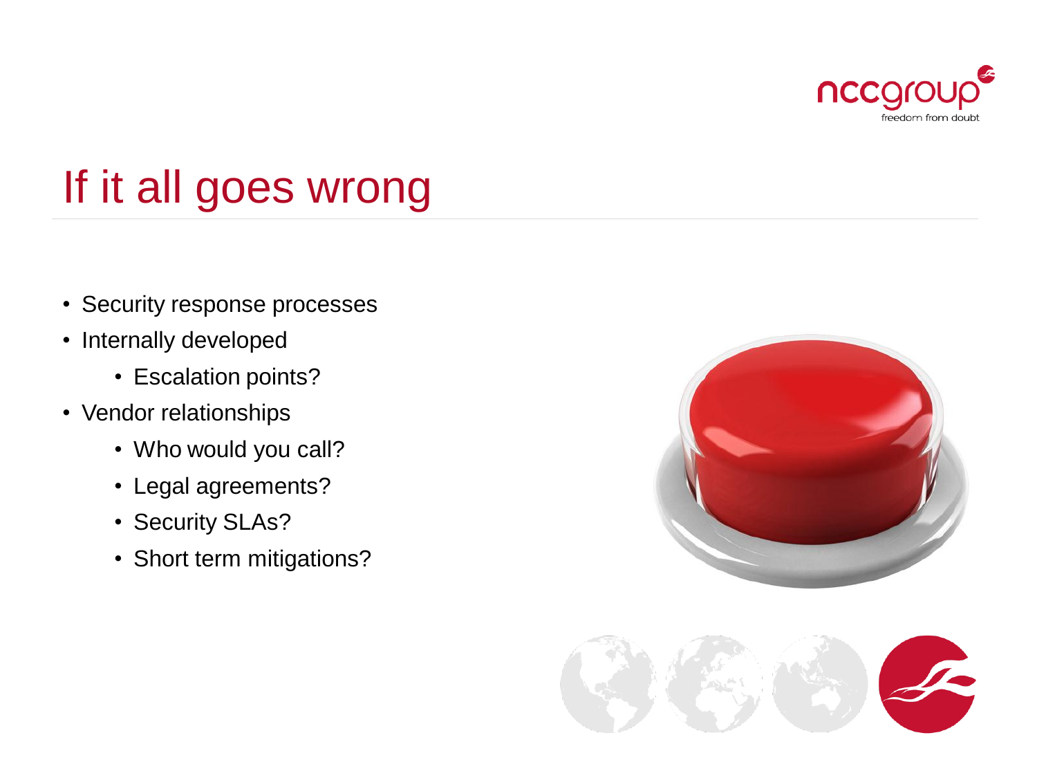# If it all goes wrong

- Security response processes
- Internally developed
  - Escalation points?
- Vendor relationships
  - Who would you call?
  - Legal agreements?
  - Security SLAs?
  - Short term mitigations?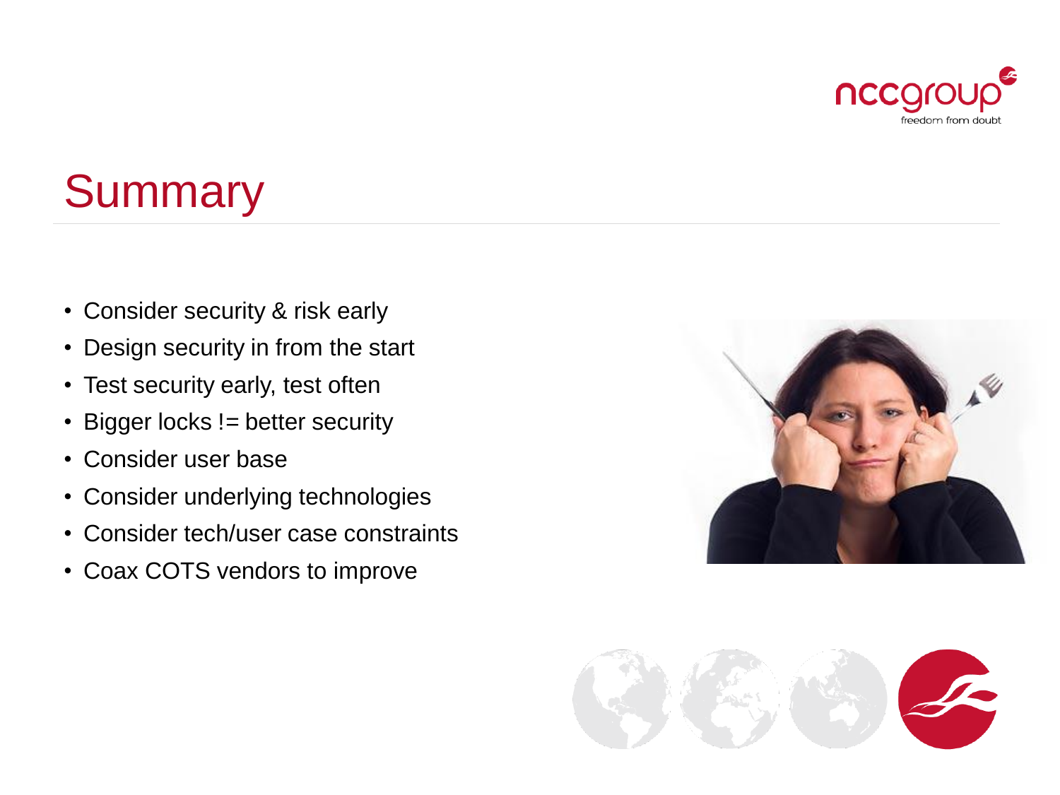# Summary

- Consider security & risk early
- Design security in from the start
- Test security early, test often
- Bigger locks != better security
- Consider user base
- Consider underlying technologies
- Consider tech/user case constraints
- Coax COTS vendors to improve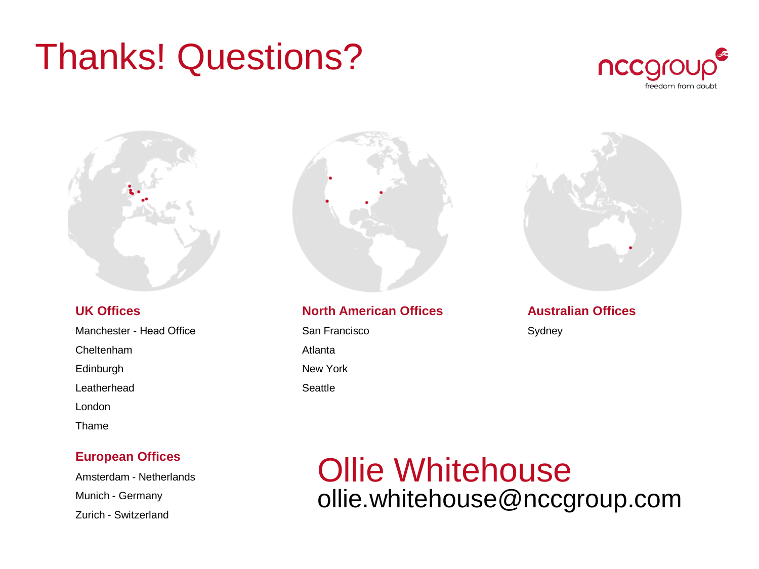# Thanks! Questions?

nccgroup
freedom from doubt

### UK Offices

Manchester - Head Office

Cheltenham

Edinburgh

Leatherhead

London

Thame

### European Offices

Amsterdam - Netherlands

Munich - Germany

Zurich - Switzerland

### North American Offices

San Francisco

Atlanta

New York

Seattle

### Australian Offices

Sydney

## Ollie Whitehouse

ollie.whitehouse@nccgroup.com